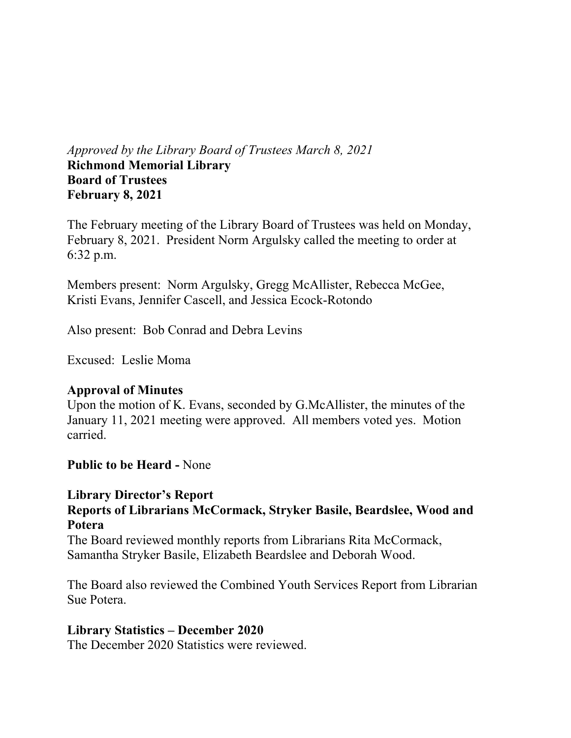*Approved by the Library Board of Trustees March 8, 2021*

**Richmond Memorial Library**
**Board of Trustees**
**February 8, 2021**

The February meeting of the Library Board of Trustees was held on Monday, February 8, 2021. President Norm Argulsky called the meeting to order at 6:32 p.m.

Members present: Norm Argulsky, Gregg McAllister, Rebecca McGee, Kristi Evans, Jennifer Cascell, and Jessica Ecock-Rotondo

Also present: Bob Conrad and Debra Levins

Excused: Leslie Moma

**Approval of Minutes**
Upon the motion of K. Evans, seconded by G.McAllister, the minutes of the January 11, 2021 meeting were approved. All members voted yes. Motion carried.

**Public to be Heard -** None

**Library Director's Report**
**Reports of Librarians McCormack, Stryker Basile, Beardslee, Wood and Potera**
The Board reviewed monthly reports from Librarians Rita McCormack, Samantha Stryker Basile, Elizabeth Beardslee and Deborah Wood.

The Board also reviewed the Combined Youth Services Report from Librarian Sue Potera.

**Library Statistics – December 2020**
The December 2020 Statistics were reviewed.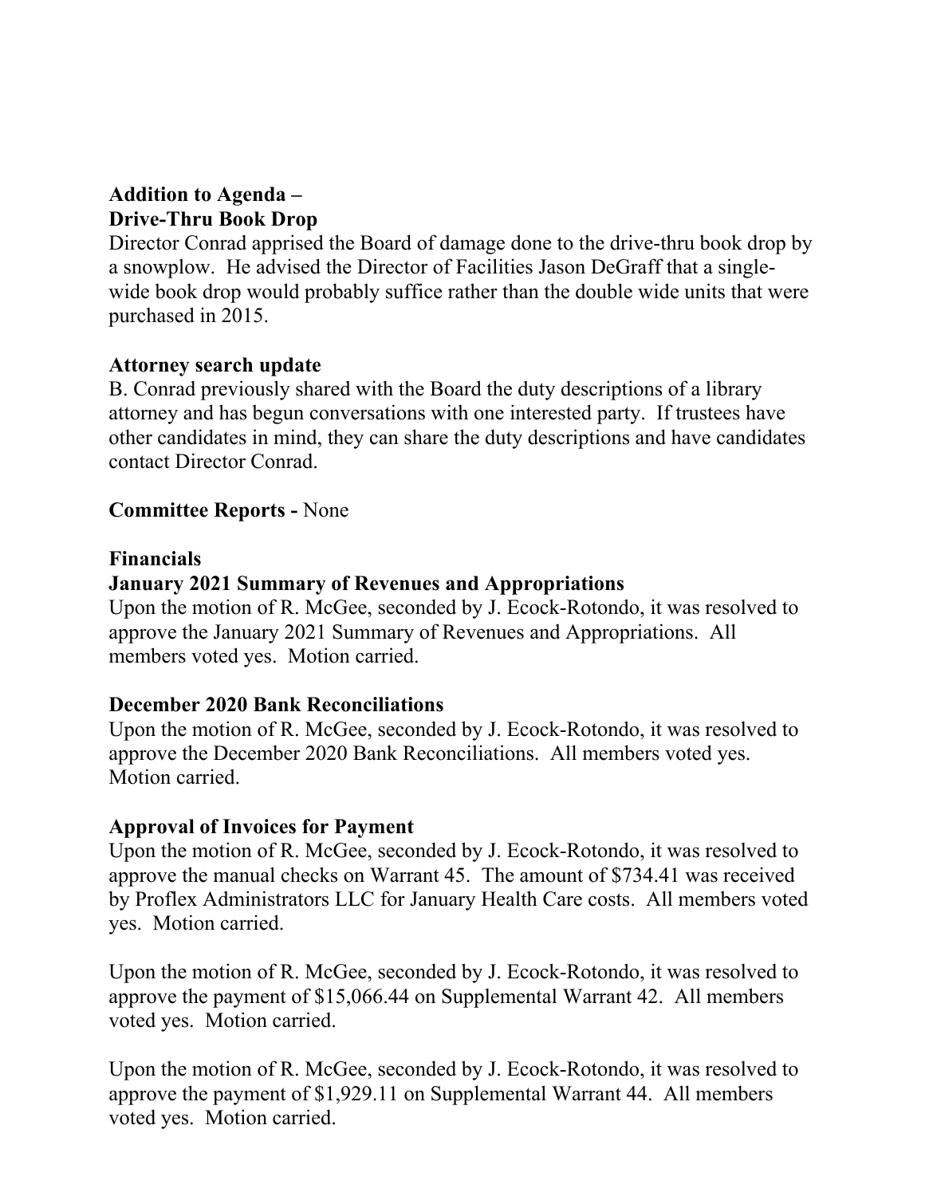**Addition to Agenda –**
**Drive-Thru Book Drop**
Director Conrad apprised the Board of damage done to the drive-thru book drop by a snowplow. He advised the Director of Facilities Jason DeGraff that a single-wide book drop would probably suffice rather than the double wide units that were purchased in 2015.

**Attorney search update**
B. Conrad previously shared with the Board the duty descriptions of a library attorney and has begun conversations with one interested party. If trustees have other candidates in mind, they can share the duty descriptions and have candidates contact Director Conrad.

**Committee Reports -** None

**Financials**
**January 2021 Summary of Revenues and Appropriations**
Upon the motion of R. McGee, seconded by J. Ecock-Rotondo, it was resolved to approve the January 2021 Summary of Revenues and Appropriations. All members voted yes. Motion carried.

**December 2020 Bank Reconciliations**
Upon the motion of R. McGee, seconded by J. Ecock-Rotondo, it was resolved to approve the December 2020 Bank Reconciliations. All members voted yes. Motion carried.

**Approval of Invoices for Payment**
Upon the motion of R. McGee, seconded by J. Ecock-Rotondo, it was resolved to approve the manual checks on Warrant 45. The amount of $734.41 was received by Proflex Administrators LLC for January Health Care costs. All members voted yes. Motion carried.

Upon the motion of R. McGee, seconded by J. Ecock-Rotondo, it was resolved to approve the payment of $15,066.44 on Supplemental Warrant 42. All members voted yes. Motion carried.

Upon the motion of R. McGee, seconded by J. Ecock-Rotondo, it was resolved to approve the payment of $1,929.11 on Supplemental Warrant 44. All members voted yes. Motion carried.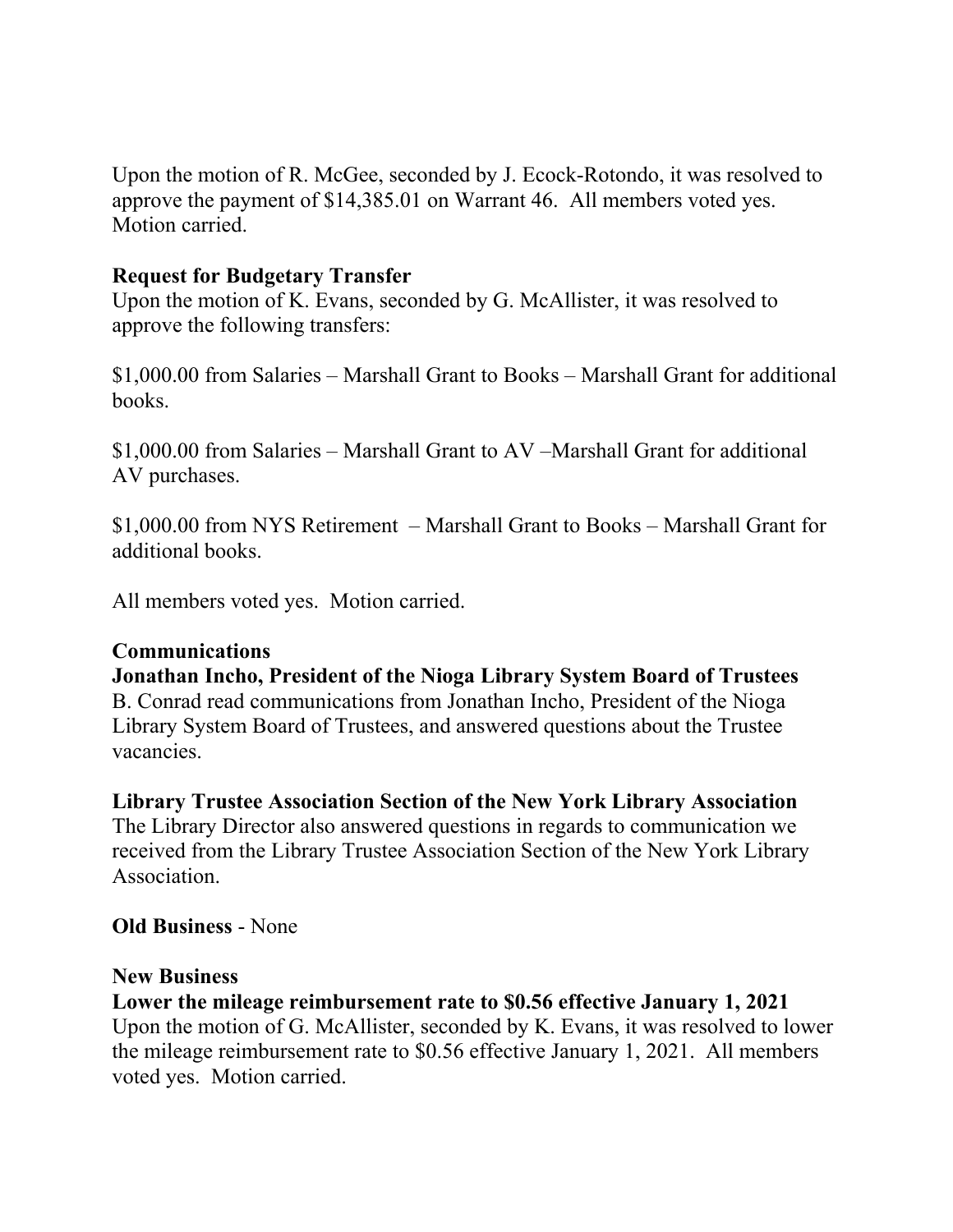Upon the motion of R. McGee, seconded by J. Ecock-Rotondo, it was resolved to approve the payment of $14,385.01 on Warrant 46. All members voted yes. Motion carried.

**Request for Budgetary Transfer**
Upon the motion of K. Evans, seconded by G. McAllister, it was resolved to approve the following transfers:

$1,000.00 from Salaries – Marshall Grant to Books – Marshall Grant for additional books.

$1,000.00 from Salaries – Marshall Grant to AV –Marshall Grant for additional AV purchases.

$1,000.00 from NYS Retirement – Marshall Grant to Books – Marshall Grant for additional books.

All members voted yes. Motion carried.

**Communications**
**Jonathan Incho, President of the Nioga Library System Board of Trustees**
B. Conrad read communications from Jonathan Incho, President of the Nioga Library System Board of Trustees, and answered questions about the Trustee vacancies.

**Library Trustee Association Section of the New York Library Association**
The Library Director also answered questions in regards to communication we received from the Library Trustee Association Section of the New York Library Association.

**Old Business** - None

**New Business**
**Lower the mileage reimbursement rate to $0.56 effective January 1, 2021**
Upon the motion of G. McAllister, seconded by K. Evans, it was resolved to lower the mileage reimbursement rate to $0.56 effective January 1, 2021. All members voted yes. Motion carried.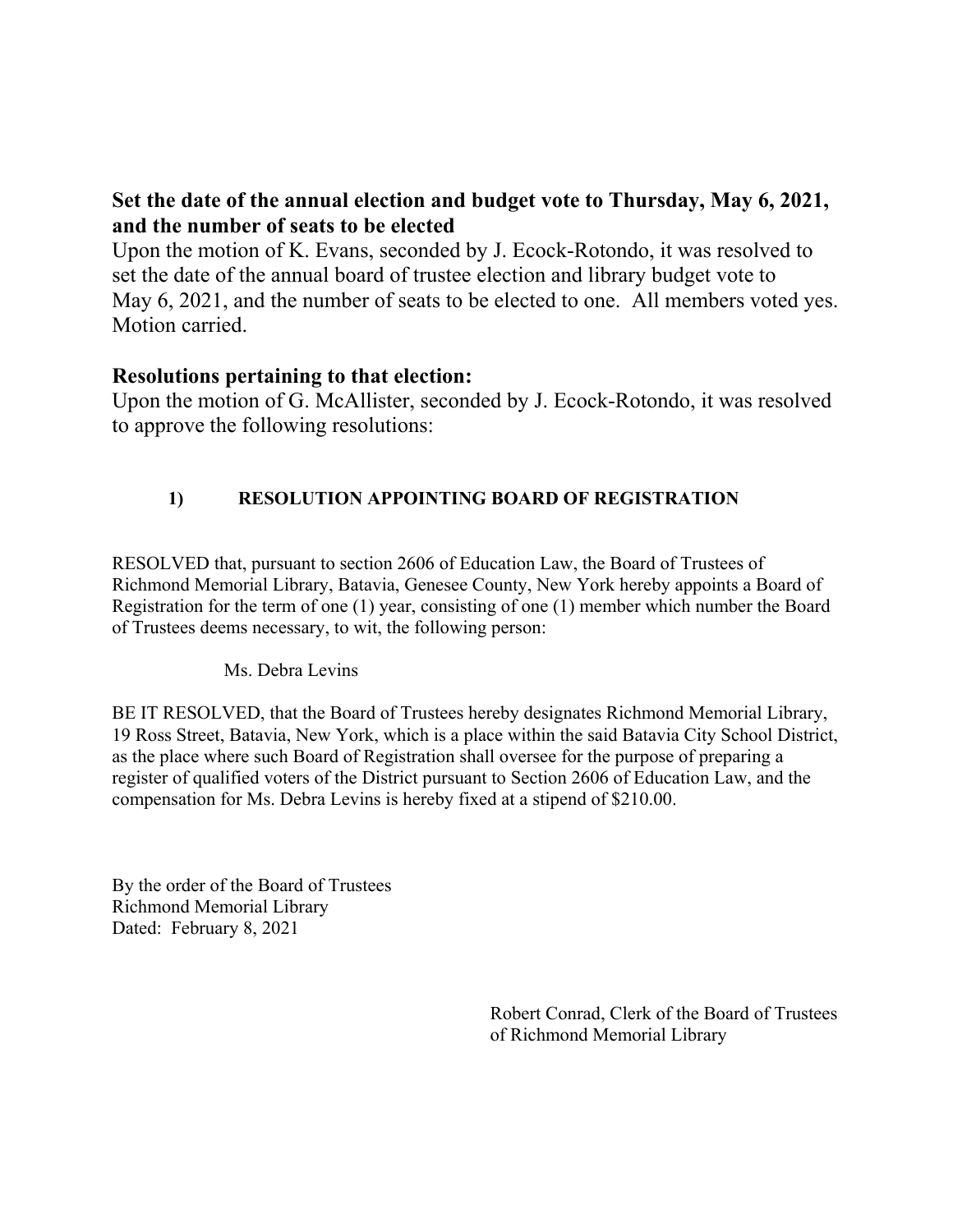**Set the date of the annual election and budget vote to Thursday, May 6, 2021, and the number of seats to be elected**

Upon the motion of K. Evans, seconded by J. Ecock-Rotondo, it was resolved to set the date of the annual board of trustee election and library budget vote to May 6, 2021, and the number of seats to be elected to one. All members voted yes. Motion carried.

**Resolutions pertaining to that election:**

Upon the motion of G. McAllister, seconded by J. Ecock-Rotondo, it was resolved to approve the following resolutions:

**1) RESOLUTION APPOINTING BOARD OF REGISTRATION**

RESOLVED that, pursuant to section 2606 of Education Law, the Board of Trustees of Richmond Memorial Library, Batavia, Genesee County, New York hereby appoints a Board of Registration for the term of one (1) year, consisting of one (1) member which number the Board of Trustees deems necessary, to wit, the following person:

Ms. Debra Levins

BE IT RESOLVED, that the Board of Trustees hereby designates Richmond Memorial Library, 19 Ross Street, Batavia, New York, which is a place within the said Batavia City School District, as the place where such Board of Registration shall oversee for the purpose of preparing a register of qualified voters of the District pursuant to Section 2606 of Education Law, and the compensation for Ms. Debra Levins is hereby fixed at a stipend of $210.00.

By the order of the Board of Trustees
Richmond Memorial Library
Dated: February 8, 2021

Robert Conrad, Clerk of the Board of Trustees
of Richmond Memorial Library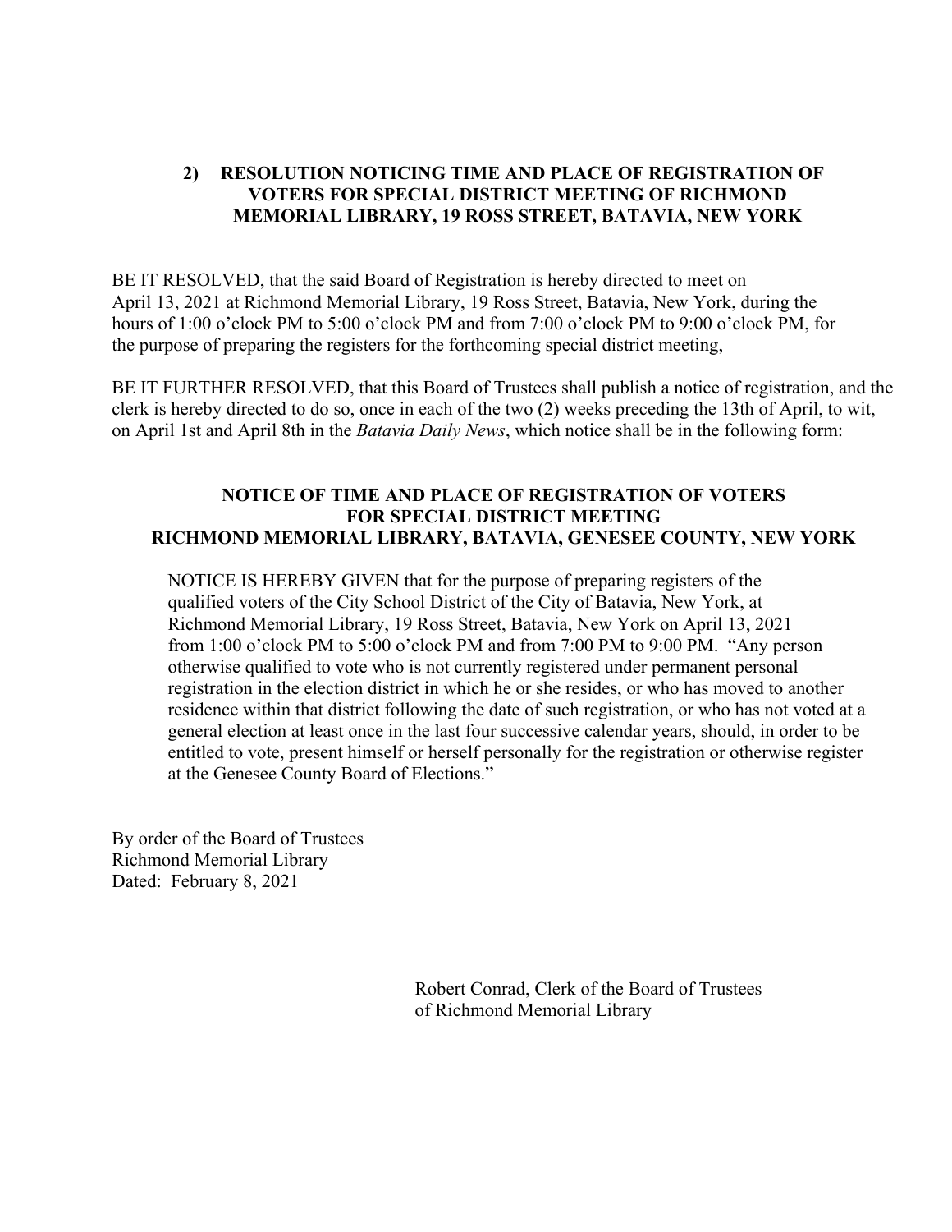## 2) RESOLUTION NOTICING TIME AND PLACE OF REGISTRATION OF VOTERS FOR SPECIAL DISTRICT MEETING OF RICHMOND MEMORIAL LIBRARY, 19 ROSS STREET, BATAVIA, NEW YORK

BE IT RESOLVED, that the said Board of Registration is hereby directed to meet on April 13, 2021 at Richmond Memorial Library, 19 Ross Street, Batavia, New York, during the hours of 1:00 o'clock PM to 5:00 o'clock PM and from 7:00 o'clock PM to 9:00 o'clock PM, for the purpose of preparing the registers for the forthcoming special district meeting,

BE IT FURTHER RESOLVED, that this Board of Trustees shall publish a notice of registration, and the clerk is hereby directed to do so, once in each of the two (2) weeks preceding the 13th of April, to wit, on April 1st and April 8th in the *Batavia Daily News*, which notice shall be in the following form:

### NOTICE OF TIME AND PLACE OF REGISTRATION OF VOTERS FOR SPECIAL DISTRICT MEETING RICHMOND MEMORIAL LIBRARY, BATAVIA, GENESEE COUNTY, NEW YORK

> NOTICE IS HEREBY GIVEN that for the purpose of preparing registers of the qualified voters of the City School District of the City of Batavia, New York, at Richmond Memorial Library, 19 Ross Street, Batavia, New York on April 13, 2021 from 1:00 o'clock PM to 5:00 o'clock PM and from 7:00 PM to 9:00 PM. "Any person otherwise qualified to vote who is not currently registered under permanent personal registration in the election district in which he or she resides, or who has moved to another residence within that district following the date of such registration, or who has not voted at a general election at least once in the last four successive calendar years, should, in order to be entitled to vote, present himself or herself personally for the registration or otherwise register at the Genesee County Board of Elections."

By order of the Board of Trustees
Richmond Memorial Library
Dated: February 8, 2021

Robert Conrad, Clerk of the Board of Trustees
of Richmond Memorial Library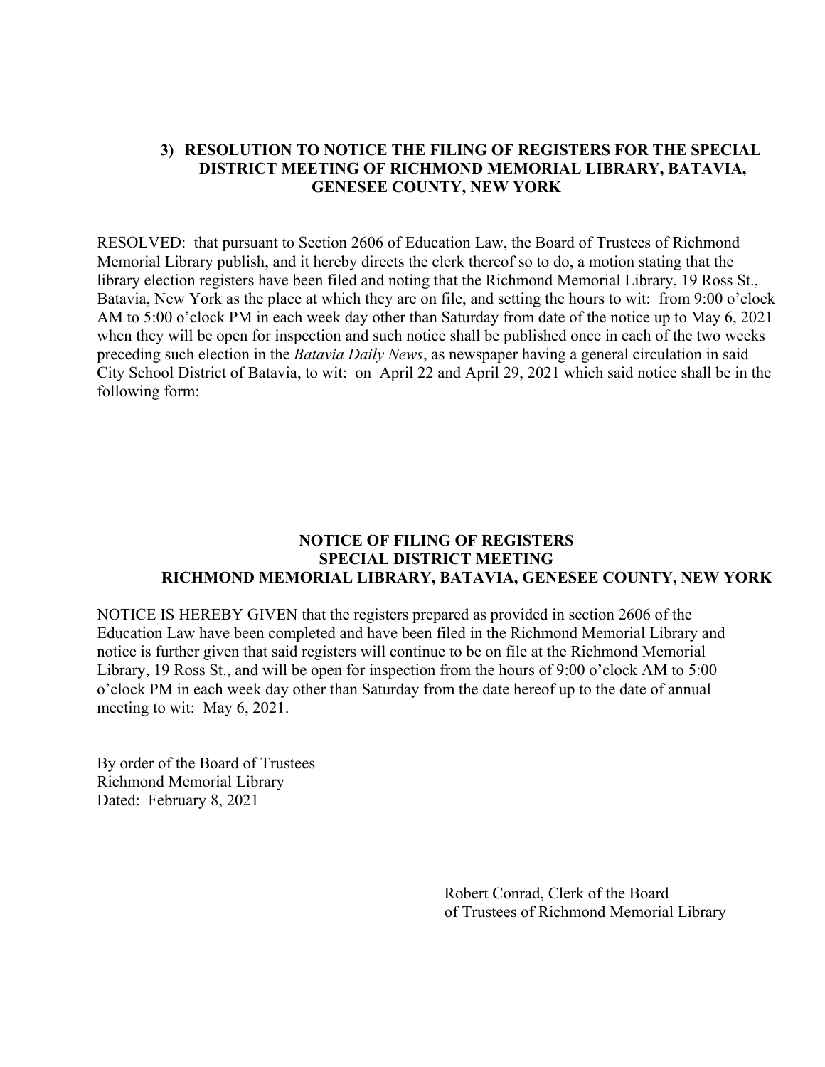### 3) RESOLUTION TO NOTICE THE FILING OF REGISTERS FOR THE SPECIAL DISTRICT MEETING OF RICHMOND MEMORIAL LIBRARY, BATAVIA, GENESEE COUNTY, NEW YORK

RESOLVED: that pursuant to Section 2606 of Education Law, the Board of Trustees of Richmond Memorial Library publish, and it hereby directs the clerk thereof so to do, a motion stating that the library election registers have been filed and noting that the Richmond Memorial Library, 19 Ross St., Batavia, New York as the place at which they are on file, and setting the hours to wit: from 9:00 o'clock AM to 5:00 o'clock PM in each week day other than Saturday from date of the notice up to May 6, 2021 when they will be open for inspection and such notice shall be published once in each of the two weeks preceding such election in the *Batavia Daily News*, as newspaper having a general circulation in said City School District of Batavia, to wit: on April 22 and April 29, 2021 which said notice shall be in the following form:

**NOTICE OF FILING OF REGISTERS**
**SPECIAL DISTRICT MEETING**
**RICHMOND MEMORIAL LIBRARY, BATAVIA, GENESEE COUNTY, NEW YORK**

NOTICE IS HEREBY GIVEN that the registers prepared as provided in section 2606 of the Education Law have been completed and have been filed in the Richmond Memorial Library and notice is further given that said registers will continue to be on file at the Richmond Memorial Library, 19 Ross St., and will be open for inspection from the hours of 9:00 o'clock AM to 5:00 o'clock PM in each week day other than Saturday from the date hereof up to the date of annual meeting to wit: May 6, 2021.

By order of the Board of Trustees
Richmond Memorial Library
Dated: February 8, 2021

Robert Conrad, Clerk of the Board
of Trustees of Richmond Memorial Library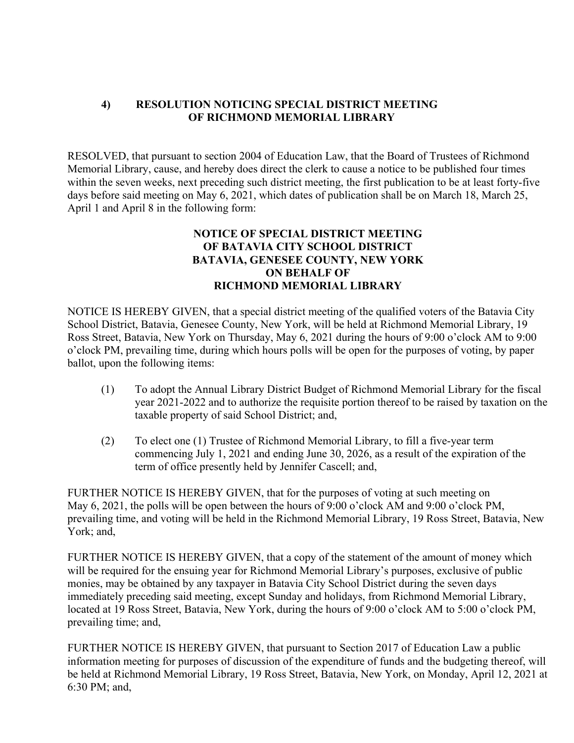## 4) RESOLUTION NOTICING SPECIAL DISTRICT MEETING OF RICHMOND MEMORIAL LIBRARY

RESOLVED, that pursuant to section 2004 of Education Law, that the Board of Trustees of Richmond Memorial Library, cause, and hereby does direct the clerk to cause a notice to be published four times within the seven weeks, next preceding such district meeting, the first publication to be at least forty-five days before said meeting on May 6, 2021, which dates of publication shall be on March 18, March 25, April 1 and April 8 in the following form:

**NOTICE OF SPECIAL DISTRICT MEETING**
**OF BATAVIA CITY SCHOOL DISTRICT**
**BATAVIA, GENESEE COUNTY, NEW YORK**
**ON BEHALF OF**
**RICHMOND MEMORIAL LIBRARY**

NOTICE IS HEREBY GIVEN, that a special district meeting of the qualified voters of the Batavia City School District, Batavia, Genesee County, New York, will be held at Richmond Memorial Library, 19 Ross Street, Batavia, New York on Thursday, May 6, 2021 during the hours of 9:00 o'clock AM to 9:00 o'clock PM, prevailing time, during which hours polls will be open for the purposes of voting, by paper ballot, upon the following items:

(1) To adopt the Annual Library District Budget of Richmond Memorial Library for the fiscal year 2021-2022 and to authorize the requisite portion thereof to be raised by taxation on the taxable property of said School District; and,

(2) To elect one (1) Trustee of Richmond Memorial Library, to fill a five-year term commencing July 1, 2021 and ending June 30, 2026, as a result of the expiration of the term of office presently held by Jennifer Cascell; and,

FURTHER NOTICE IS HEREBY GIVEN, that for the purposes of voting at such meeting on May 6, 2021, the polls will be open between the hours of 9:00 o'clock AM and 9:00 o'clock PM, prevailing time, and voting will be held in the Richmond Memorial Library, 19 Ross Street, Batavia, New York; and,

FURTHER NOTICE IS HEREBY GIVEN, that a copy of the statement of the amount of money which will be required for the ensuing year for Richmond Memorial Library's purposes, exclusive of public monies, may be obtained by any taxpayer in Batavia City School District during the seven days immediately preceding said meeting, except Sunday and holidays, from Richmond Memorial Library, located at 19 Ross Street, Batavia, New York, during the hours of 9:00 o'clock AM to 5:00 o'clock PM, prevailing time; and,

FURTHER NOTICE IS HEREBY GIVEN, that pursuant to Section 2017 of Education Law a public information meeting for purposes of discussion of the expenditure of funds and the budgeting thereof, will be held at Richmond Memorial Library, 19 Ross Street, Batavia, New York, on Monday, April 12, 2021 at 6:30 PM; and,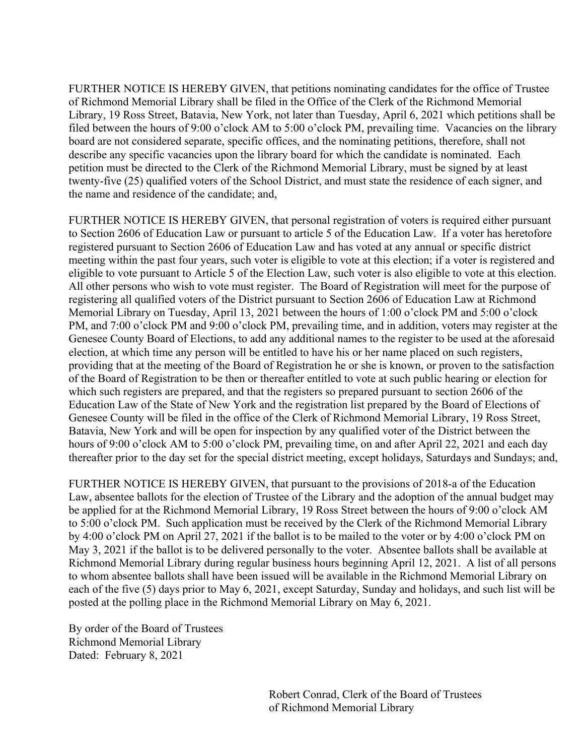FURTHER NOTICE IS HEREBY GIVEN, that petitions nominating candidates for the office of Trustee of Richmond Memorial Library shall be filed in the Office of the Clerk of the Richmond Memorial Library, 19 Ross Street, Batavia, New York, not later than Tuesday, April 6, 2021 which petitions shall be filed between the hours of 9:00 o'clock AM to 5:00 o'clock PM, prevailing time. Vacancies on the library board are not considered separate, specific offices, and the nominating petitions, therefore, shall not describe any specific vacancies upon the library board for which the candidate is nominated. Each petition must be directed to the Clerk of the Richmond Memorial Library, must be signed by at least twenty-five (25) qualified voters of the School District, and must state the residence of each signer, and the name and residence of the candidate; and,

FURTHER NOTICE IS HEREBY GIVEN, that personal registration of voters is required either pursuant to Section 2606 of Education Law or pursuant to article 5 of the Education Law. If a voter has heretofore registered pursuant to Section 2606 of Education Law and has voted at any annual or specific district meeting within the past four years, such voter is eligible to vote at this election; if a voter is registered and eligible to vote pursuant to Article 5 of the Election Law, such voter is also eligible to vote at this election. All other persons who wish to vote must register. The Board of Registration will meet for the purpose of registering all qualified voters of the District pursuant to Section 2606 of Education Law at Richmond Memorial Library on Tuesday, April 13, 2021 between the hours of 1:00 o'clock PM and 5:00 o'clock PM, and 7:00 o'clock PM and 9:00 o'clock PM, prevailing time, and in addition, voters may register at the Genesee County Board of Elections, to add any additional names to the register to be used at the aforesaid election, at which time any person will be entitled to have his or her name placed on such registers, providing that at the meeting of the Board of Registration he or she is known, or proven to the satisfaction of the Board of Registration to be then or thereafter entitled to vote at such public hearing or election for which such registers are prepared, and that the registers so prepared pursuant to section 2606 of the Education Law of the State of New York and the registration list prepared by the Board of Elections of Genesee County will be filed in the office of the Clerk of Richmond Memorial Library, 19 Ross Street, Batavia, New York and will be open for inspection by any qualified voter of the District between the hours of 9:00 o'clock AM to 5:00 o'clock PM, prevailing time, on and after April 22, 2021 and each day thereafter prior to the day set for the special district meeting, except holidays, Saturdays and Sundays; and,

FURTHER NOTICE IS HEREBY GIVEN, that pursuant to the provisions of 2018-a of the Education Law, absentee ballots for the election of Trustee of the Library and the adoption of the annual budget may be applied for at the Richmond Memorial Library, 19 Ross Street between the hours of 9:00 o'clock AM to 5:00 o'clock PM. Such application must be received by the Clerk of the Richmond Memorial Library by 4:00 o'clock PM on April 27, 2021 if the ballot is to be mailed to the voter or by 4:00 o'clock PM on May 3, 2021 if the ballot is to be delivered personally to the voter. Absentee ballots shall be available at Richmond Memorial Library during regular business hours beginning April 12, 2021. A list of all persons to whom absentee ballots shall have been issued will be available in the Richmond Memorial Library on each of the five (5) days prior to May 6, 2021, except Saturday, Sunday and holidays, and such list will be posted at the polling place in the Richmond Memorial Library on May 6, 2021.

By order of the Board of Trustees
Richmond Memorial Library
Dated: February 8, 2021

Robert Conrad, Clerk of the Board of Trustees
of Richmond Memorial Library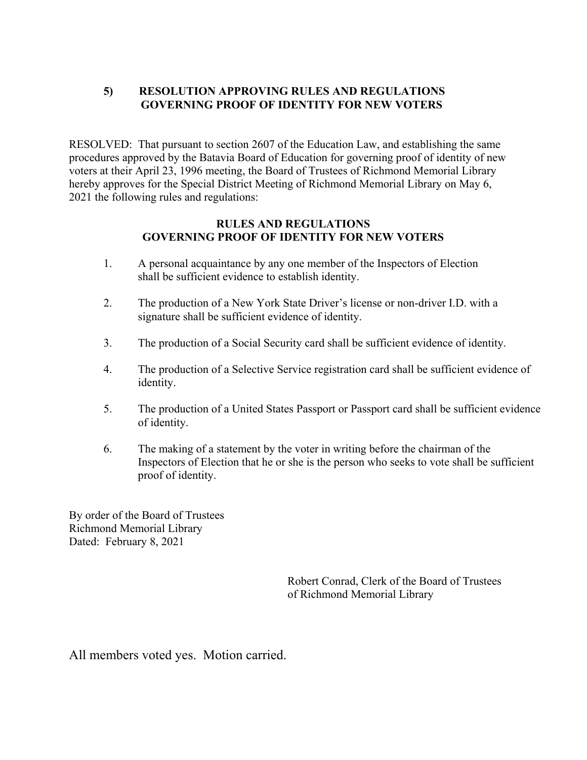## 5) RESOLUTION APPROVING RULES AND REGULATIONS GOVERNING PROOF OF IDENTITY FOR NEW VOTERS

RESOLVED: That pursuant to section 2607 of the Education Law, and establishing the same procedures approved by the Batavia Board of Education for governing proof of identity of new voters at their April 23, 1996 meeting, the Board of Trustees of Richmond Memorial Library hereby approves for the Special District Meeting of Richmond Memorial Library on May 6, 2021 the following rules and regulations:

### RULES AND REGULATIONS GOVERNING PROOF OF IDENTITY FOR NEW VOTERS

1. A personal acquaintance by any one member of the Inspectors of Election shall be sufficient evidence to establish identity.

2. The production of a New York State Driver's license or non-driver I.D. with a signature shall be sufficient evidence of identity.

3. The production of a Social Security card shall be sufficient evidence of identity.

4. The production of a Selective Service registration card shall be sufficient evidence of identity.

5. The production of a United States Passport or Passport card shall be sufficient evidence of identity.

6. The making of a statement by the voter in writing before the chairman of the Inspectors of Election that he or she is the person who seeks to vote shall be sufficient proof of identity.

By order of the Board of Trustees
Richmond Memorial Library
Dated: February 8, 2021

Robert Conrad, Clerk of the Board of Trustees
of Richmond Memorial Library

All members voted yes. Motion carried.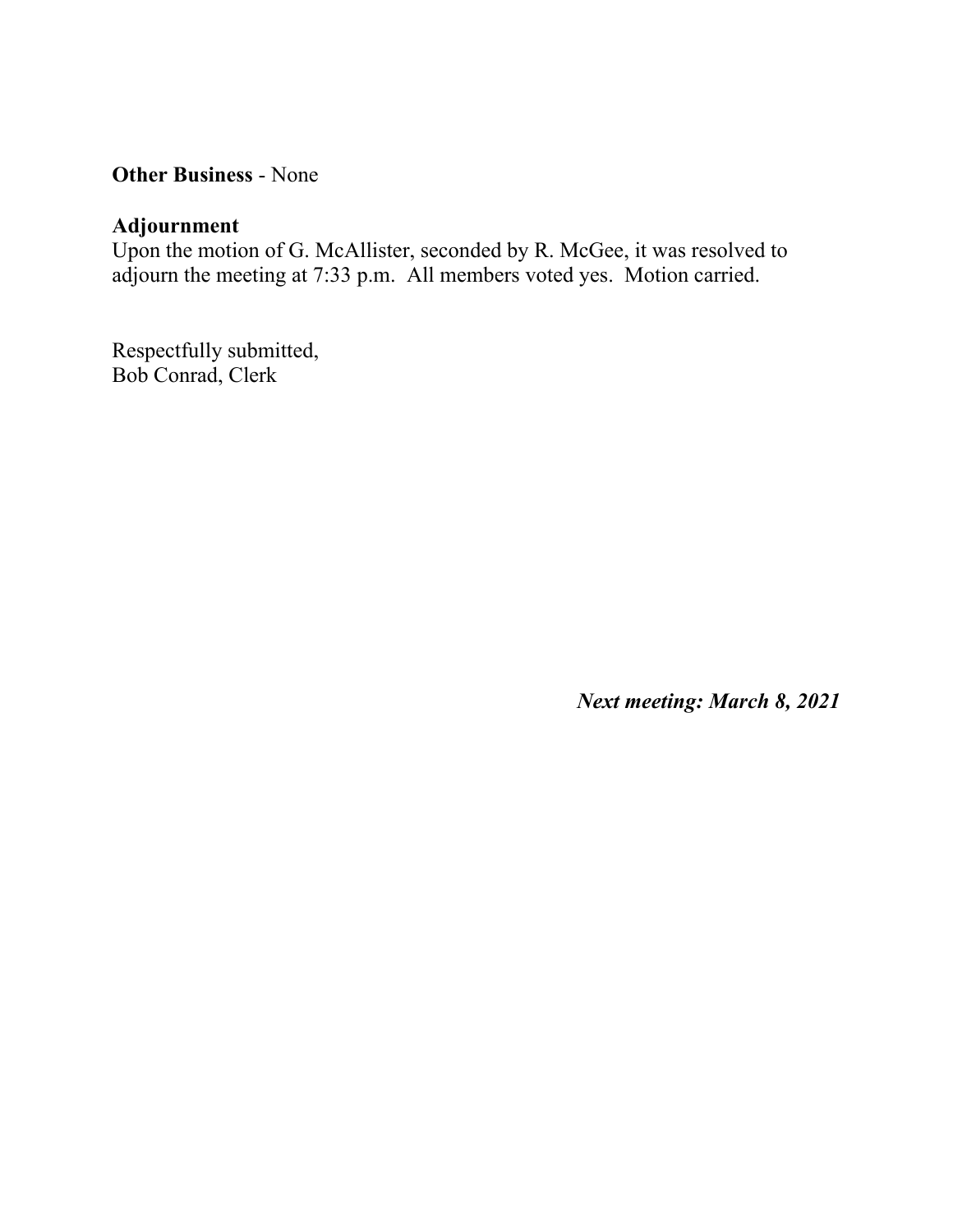**Other Business** - None

**Adjournment**
Upon the motion of G. McAllister, seconded by R. McGee, it was resolved to adjourn the meeting at 7:33 p.m. All members voted yes. Motion carried.

Respectfully submitted,
Bob Conrad, Clerk

***Next meeting: March 8, 2021***